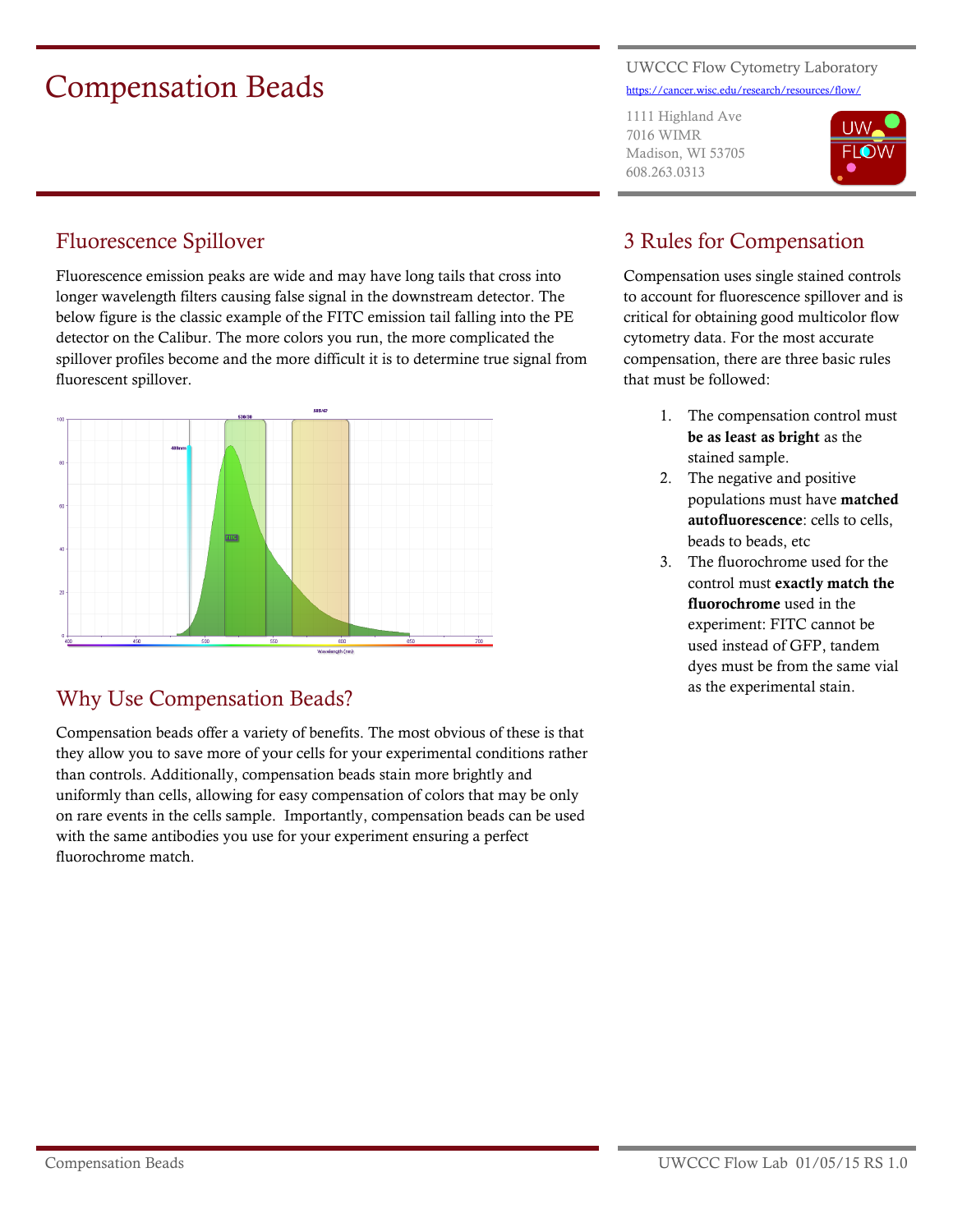# Compensation Beads

UWCCC Flow Cytometry Laboratory

https://cancer.wisc.edu/research/resources/flow/

1111 Highland Ave
7016 WIMR
Madison, WI 53705
608.263.0313

## Fluorescence Spillover

Fluorescence emission peaks are wide and may have long tails that cross into longer wavelength filters causing false signal in the downstream detector. The below figure is the classic example of the FITC emission tail falling into the PE detector on the Calibur. The more colors you run, the more complicated the spillover profiles become and the more difficult it is to determine true signal from fluorescent spillover.

## Why Use Compensation Beads?

Compensation beads offer a variety of benefits. The most obvious of these is that they allow you to save more of your cells for your experimental conditions rather than controls. Additionally, compensation beads stain more brightly and uniformly than cells, allowing for easy compensation of colors that may be only on rare events in the cells sample. Importantly, compensation beads can be used with the same antibodies you use for your experiment ensuring a perfect fluorochrome match.

## 3 Rules for Compensation

Compensation uses single stained controls to account for fluorescence spillover and is critical for obtaining good multicolor flow cytometry data. For the most accurate compensation, there are three basic rules that must be followed:

1. The compensation control must **be as least as bright** as the stained sample.
2. The negative and positive populations must have **matched autofluorescence**: cells to cells, beads to beads, etc
3. The fluorochrome used for the control must **exactly match the fluorochrome** used in the experiment: FITC cannot be used instead of GFP, tandem dyes must be from the same vial as the experimental stain.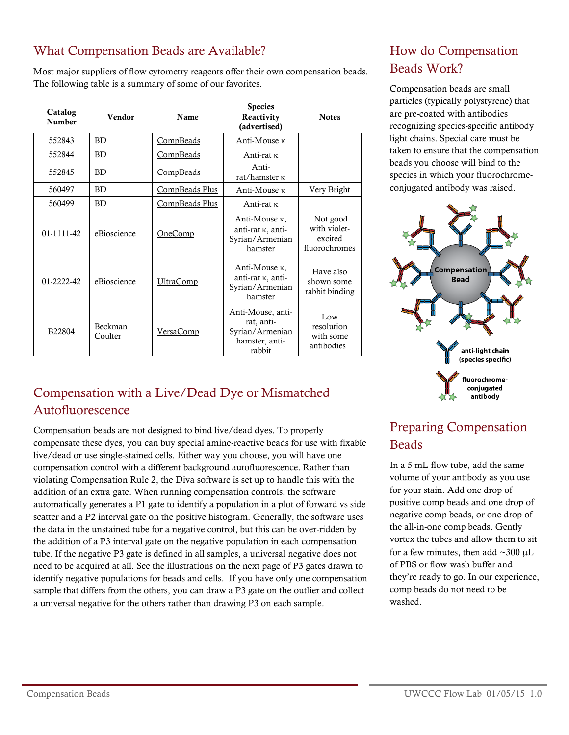## What Compensation Beads are Available?

Most major suppliers of flow cytometry reagents offer their own compensation beads. The following table is a summary of some of our favorites.

| Catalog Number | Vendor | Name | Species Reactivity (advertised) | Notes |
|---|---|---|---|---|
| 552843 | BD | CompBeads | Anti-Mouse κ | |
| 552844 | BD | CompBeads | Anti-rat κ | |
| 552845 | BD | CompBeads | Anti-rat/hamster κ | |
| 560497 | BD | CompBeads Plus | Anti-Mouse κ | Very Bright |
| 560499 | BD | CompBeads Plus | Anti-rat κ | |
| 01-1111-42 | eBioscience | OneComp | Anti-Mouse κ, anti-rat κ, anti-Syrian/Armenian hamster | Not good with violet-excited fluorochromes |
| 01-2222-42 | eBioscience | UltraComp | Anti-Mouse κ, anti-rat κ, anti-Syrian/Armenian hamster | Have also shown some rabbit binding |
| B22804 | Beckman Coulter | VersaComp | Anti-Mouse, anti-rat, anti-Syrian/Armenian hamster, anti-rabbit | Low resolution with some antibodies |

## Compensation with a Live/Dead Dye or Mismatched Autofluorescence

Compensation beads are not designed to bind live/dead dyes. To properly compensate these dyes, you can buy special amine-reactive beads for use with fixable live/dead or use single-stained cells. Either way you choose, you will have one compensation control with a different background autofluorescence. Rather than violating Compensation Rule 2, the Diva software is set up to handle this with the addition of an extra gate. When running compensation controls, the software automatically generates a P1 gate to identify a population in a plot of forward vs side scatter and a P2 interval gate on the positive histogram. Generally, the software uses the data in the unstained tube for a negative control, but this can be over-ridden by the addition of a P3 interval gate on the negative population in each compensation tube. If the negative P3 gate is defined in all samples, a universal negative does not need to be acquired at all. See the illustrations on the next page of P3 gates drawn to identify negative populations for beads and cells. If you have only one compensation sample that differs from the others, you can draw a P3 gate on the outlier and collect a universal negative for the others rather than drawing P3 on each sample.

## How do Compensation Beads Work?

Compensation beads are small particles (typically polystyrene) that are pre-coated with antibodies recognizing species-specific antibody light chains. Special care must be taken to ensure that the compensation beads you choose will bind to the species in which your fluorochrome-conjugated antibody was raised.

Compensation Bead

anti-light chain (species specific)

fluorochrome-conjugated antibody

## Preparing Compensation Beads

In a 5 mL flow tube, add the same volume of your antibody as you use for your stain. Add one drop of positive comp beads and one drop of negative comp beads, or one drop of the all-in-one comp beads. Gently vortex the tubes and allow them to sit for a few minutes, then add ~300 µL of PBS or flow wash buffer and they're ready to go. In our experience, comp beads do not need to be washed.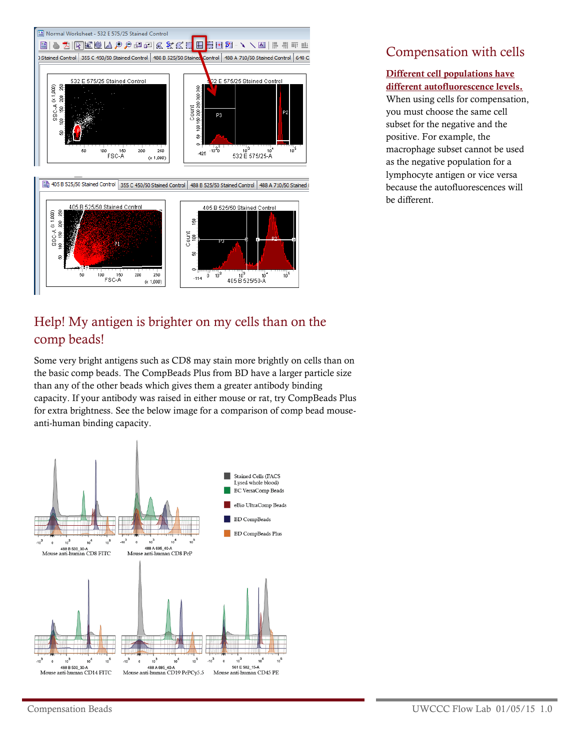## Compensation with cells

**Different cell populations have different autofluorescence levels.** When using cells for compensation, you must choose the same cell subset for the negative and the positive. For example, the macrophage subset cannot be used as the negative population for a lymphocyte antigen or vice versa because the autofluorescences will be different.

## Help! My antigen is brighter on my cells than on the comp beads!

Some very bright antigens such as CD8 may stain more brightly on cells than on the basic comp beads. The CompBeads Plus from BD have a larger particle size than any of the other beads which gives them a greater antibody binding capacity. If your antibody was raised in either mouse or rat, try CompBeads Plus for extra brightness. See the below image for a comparison of comp bead mouse-anti-human binding capacity.

Stained Cells (FACS Lysed whole blood)
BC VersaComp Beads
eBio UltraComp Beads
BD CompBeads
BD CompBeads Plus

Mouse anti-human CD8 FITC
Mouse anti-human CD8 PcP
Mouse anti-human CD14 FITC
Mouse anti-human CD19 PcPCy5.5
Mouse anti-human CD45 PE